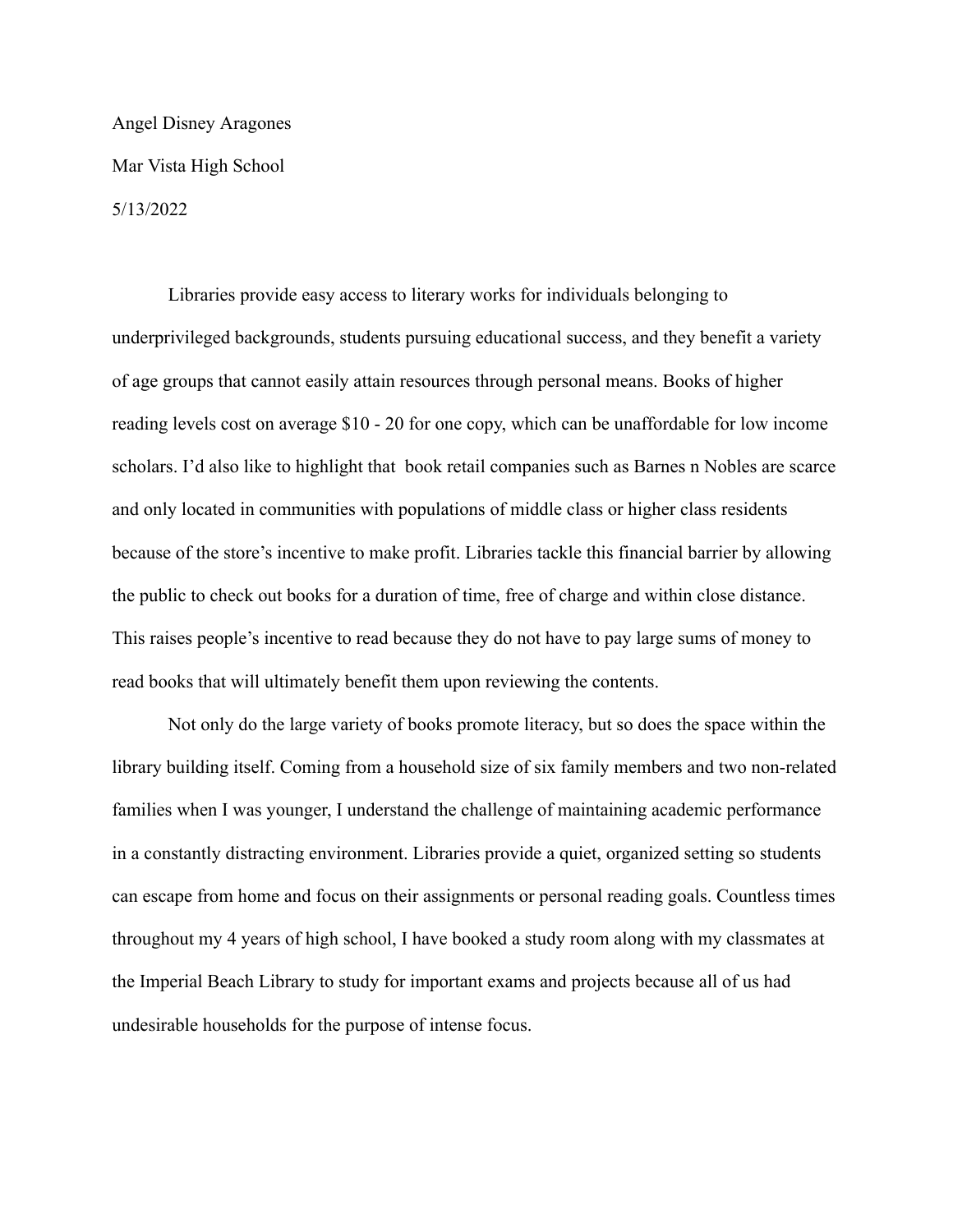Angel Disney Aragones

Mar Vista High School

5/13/2022

Libraries provide easy access to literary works for individuals belonging to underprivileged backgrounds, students pursuing educational success, and they benefit a variety of age groups that cannot easily attain resources through personal means. Books of higher reading levels cost on average $10 - 20 for one copy, which can be unaffordable for low income scholars. I'd also like to highlight that book retail companies such as Barnes n Nobles are scarce and only located in communities with populations of middle class or higher class residents because of the store's incentive to make profit. Libraries tackle this financial barrier by allowing the public to check out books for a duration of time, free of charge and within close distance. This raises people's incentive to read because they do not have to pay large sums of money to read books that will ultimately benefit them upon reviewing the contents.

Not only do the large variety of books promote literacy, but so does the space within the library building itself. Coming from a household size of six family members and two non-related families when I was younger, I understand the challenge of maintaining academic performance in a constantly distracting environment. Libraries provide a quiet, organized setting so students can escape from home and focus on their assignments or personal reading goals. Countless times throughout my 4 years of high school, I have booked a study room along with my classmates at the Imperial Beach Library to study for important exams and projects because all of us had undesirable households for the purpose of intense focus.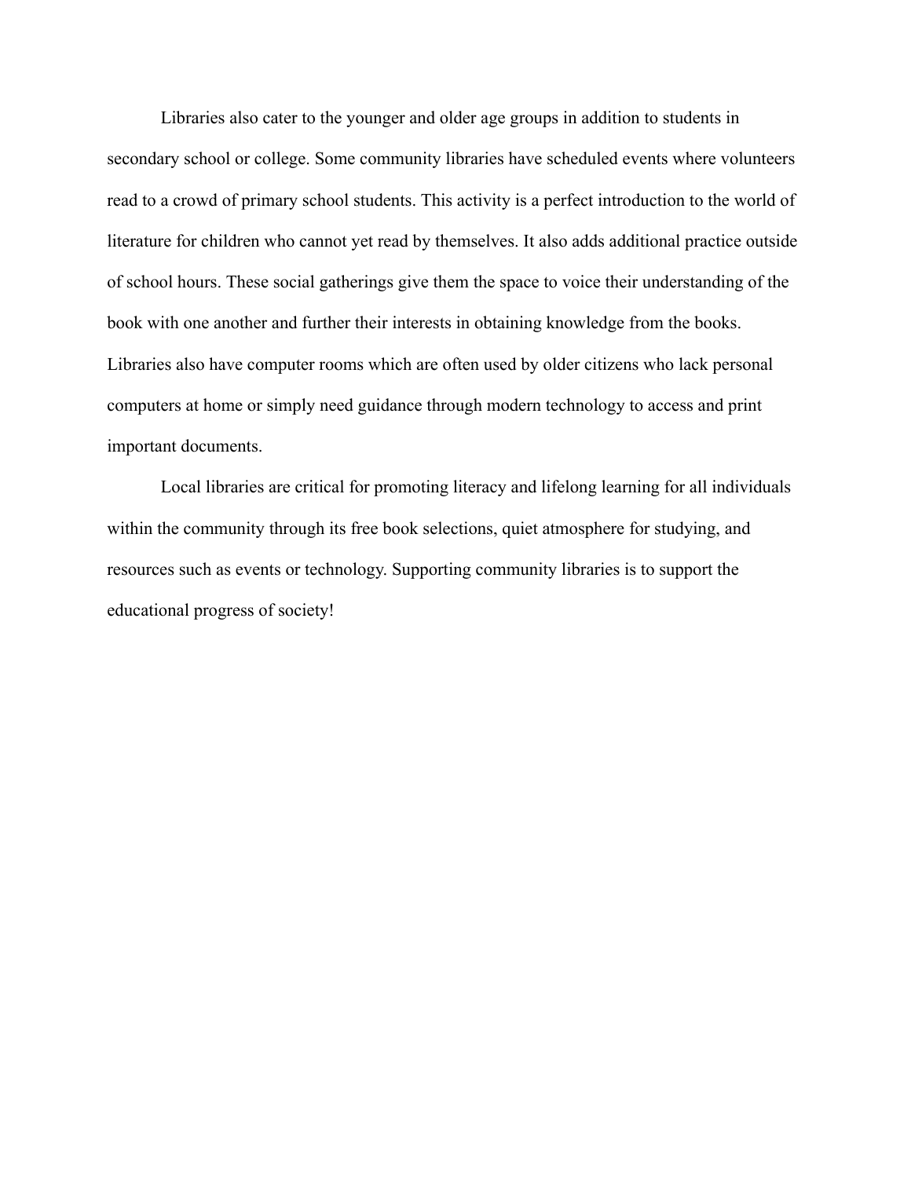Libraries also cater to the younger and older age groups in addition to students in secondary school or college. Some community libraries have scheduled events where volunteers read to a crowd of primary school students. This activity is a perfect introduction to the world of literature for children who cannot yet read by themselves. It also adds additional practice outside of school hours. These social gatherings give them the space to voice their understanding of the book with one another and further their interests in obtaining knowledge from the books. Libraries also have computer rooms which are often used by older citizens who lack personal computers at home or simply need guidance through modern technology to access and print important documents.

Local libraries are critical for promoting literacy and lifelong learning for all individuals within the community through its free book selections, quiet atmosphere for studying, and resources such as events or technology. Supporting community libraries is to support the educational progress of society!